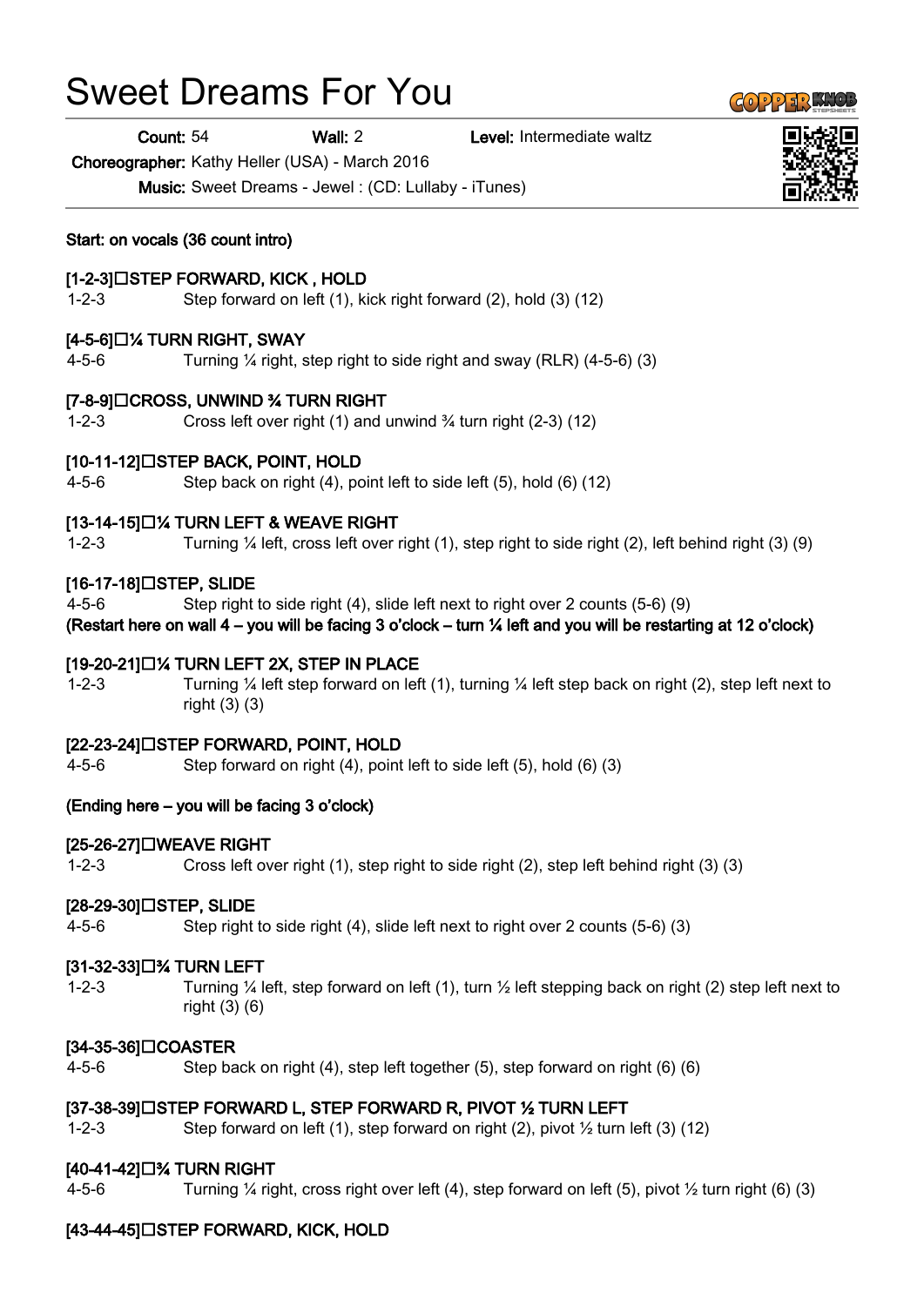# Sweet Dreams For You

**Count:** 54 **Wall:** 2 **Level:** Intermediate waltz

**Choreographer:** Kathy Heller (USA) - March 2016

**Music:** Sweet Dreams - Jewel : (CD: Lullaby - iTunes)

**Start: on vocals (36 count intro)**

**[1-2-3] STEP FORWARD, KICK , HOLD**

1-2-3 Step forward on left (1), kick right forward (2), hold (3) (12)

**[4-5-6] ¼ TURN RIGHT, SWAY**

4-5-6 Turning ¼ right, step right to side right and sway (RLR) (4-5-6) (3)

**[7-8-9] CROSS, UNWIND ¾ TURN RIGHT**

1-2-3 Cross left over right (1) and unwind ¾ turn right (2-3) (12)

**[10-11-12] STEP BACK, POINT, HOLD**

4-5-6 Step back on right (4), point left to side left (5), hold (6) (12)

**[13-14-15] ¼ TURN LEFT & WEAVE RIGHT**

1-2-3 Turning ¼ left, cross left over right (1), step right to side right (2), left behind right (3) (9)

**[16-17-18] STEP, SLIDE**

4-5-6 Step right to side right (4), slide left next to right over 2 counts (5-6) (9)

**(Restart here on wall 4 – you will be facing 3 o'clock – turn ¼ left and you will be restarting at 12 o'clock)**

**[19-20-21] ¼ TURN LEFT 2X, STEP IN PLACE**

1-2-3 Turning ¼ left step forward on left (1), turning ¼ left step back on right (2), step left next to right (3) (3)

**[22-23-24] STEP FORWARD, POINT, HOLD**

4-5-6 Step forward on right (4), point left to side left (5), hold (6) (3)

**(Ending here – you will be facing 3 o'clock)**

**[25-26-27] WEAVE RIGHT**

1-2-3 Cross left over right (1), step right to side right (2), step left behind right (3) (3)

**[28-29-30] STEP, SLIDE**

4-5-6 Step right to side right (4), slide left next to right over 2 counts (5-6) (3)

**[31-32-33] ¾ TURN LEFT**

1-2-3 Turning ¼ left, step forward on left (1), turn ½ left stepping back on right (2) step left next to right (3) (6)

**[34-35-36] COASTER**

4-5-6 Step back on right (4), step left together (5), step forward on right (6) (6)

**[37-38-39] STEP FORWARD L, STEP FORWARD R, PIVOT ½ TURN LEFT**

1-2-3 Step forward on left (1), step forward on right (2), pivot ½ turn left (3) (12)

**[40-41-42] ¾ TURN RIGHT**

4-5-6 Turning ¼ right, cross right over left (4), step forward on left (5), pivot ½ turn right (6) (3)

**[43-44-45] STEP FORWARD, KICK, HOLD**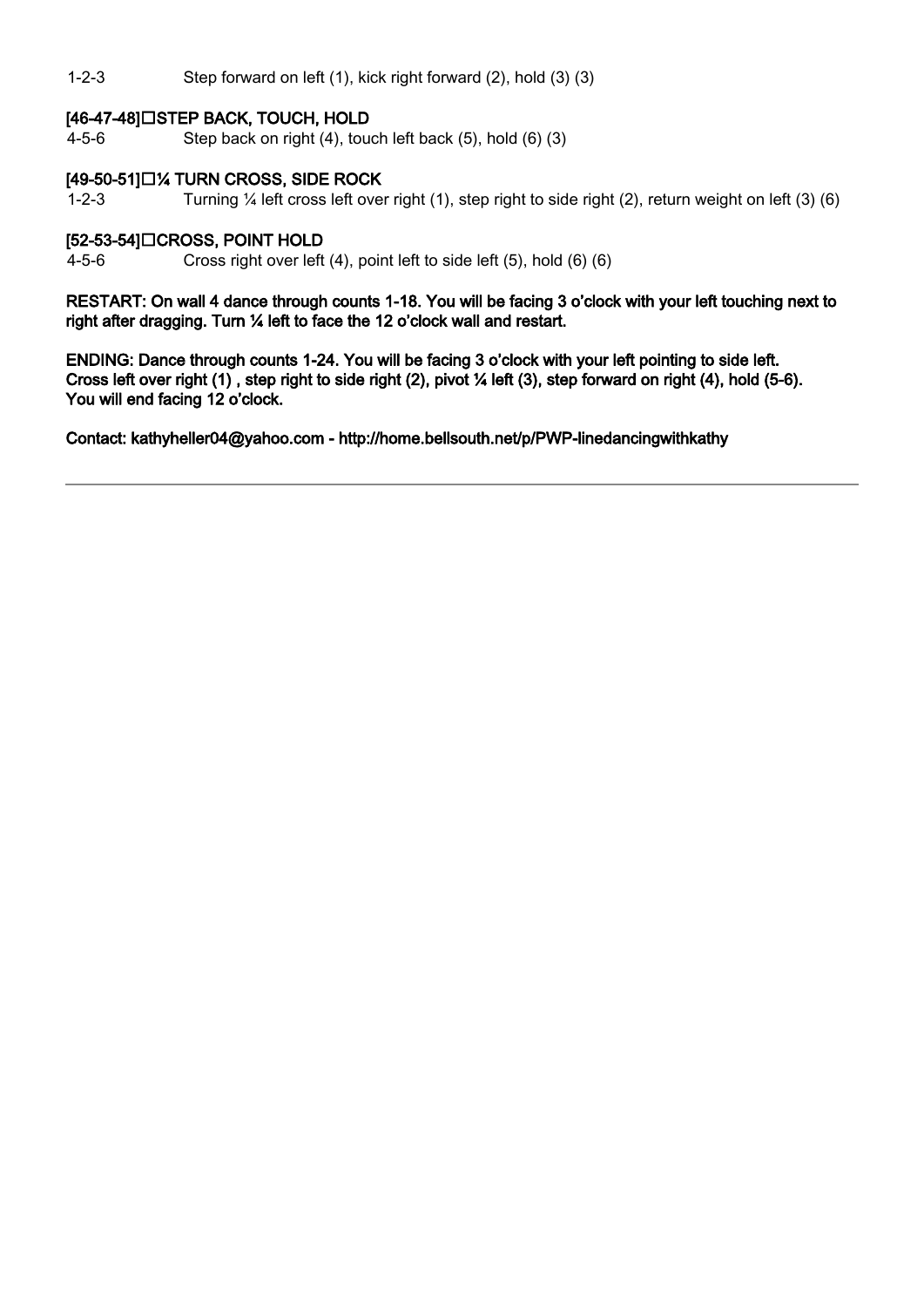1-2-3 Step forward on left (1), kick right forward (2), hold (3) (3)

**[46-47-48] STEP BACK, TOUCH, HOLD**

4-5-6 Step back on right (4), touch left back (5), hold (6) (3)

**[49-50-51] ¼ TURN CROSS, SIDE ROCK**

1-2-3 Turning ¼ left cross left over right (1), step right to side right (2), return weight on left (3) (6)

**[52-53-54] CROSS, POINT HOLD**

4-5-6 Cross right over left (4), point left to side left (5), hold (6) (6)

**RESTART: On wall 4 dance through counts 1-18. You will be facing 3 o'clock with your left touching next to right after dragging. Turn ¼ left to face the 12 o'clock wall and restart.**

**ENDING: Dance through counts 1-24. You will be facing 3 o'clock with your left pointing to side left. Cross left over right (1) , step right to side right (2), pivot ¼ left (3), step forward on right (4), hold (5-6). You will end facing 12 o'clock.**

**Contact: kathyheller04@yahoo.com - http://home.bellsouth.net/p/PWP-linedancingwithkathy**